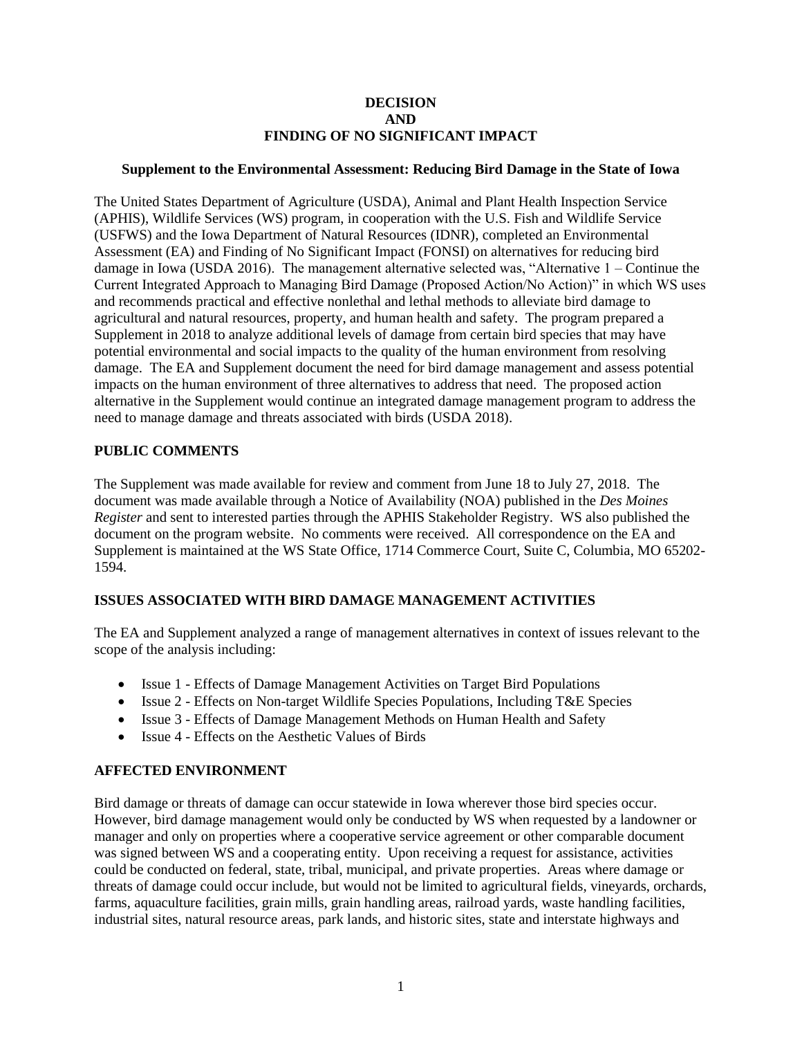# DECISION
# AND
# FINDING OF NO SIGNIFICANT IMPACT

**Supplement to the Environmental Assessment: Reducing Bird Damage in the State of Iowa**

The United States Department of Agriculture (USDA), Animal and Plant Health Inspection Service (APHIS), Wildlife Services (WS) program, in cooperation with the U.S. Fish and Wildlife Service (USFWS) and the Iowa Department of Natural Resources (IDNR), completed an Environmental Assessment (EA) and Finding of No Significant Impact (FONSI) on alternatives for reducing bird damage in Iowa (USDA 2016). The management alternative selected was, "Alternative 1 – Continue the Current Integrated Approach to Managing Bird Damage (Proposed Action/No Action)" in which WS uses and recommends practical and effective nonlethal and lethal methods to alleviate bird damage to agricultural and natural resources, property, and human health and safety. The program prepared a Supplement in 2018 to analyze additional levels of damage from certain bird species that may have potential environmental and social impacts to the quality of the human environment from resolving damage. The EA and Supplement document the need for bird damage management and assess potential impacts on the human environment of three alternatives to address that need. The proposed action alternative in the Supplement would continue an integrated damage management program to address the need to manage damage and threats associated with birds (USDA 2018).

## PUBLIC COMMENTS

The Supplement was made available for review and comment from June 18 to July 27, 2018. The document was made available through a Notice of Availability (NOA) published in the *Des Moines Register* and sent to interested parties through the APHIS Stakeholder Registry. WS also published the document on the program website. No comments were received. All correspondence on the EA and Supplement is maintained at the WS State Office, 1714 Commerce Court, Suite C, Columbia, MO 65202-1594.

## ISSUES ASSOCIATED WITH BIRD DAMAGE MANAGEMENT ACTIVITIES

The EA and Supplement analyzed a range of management alternatives in context of issues relevant to the scope of the analysis including:

- Issue 1 - Effects of Damage Management Activities on Target Bird Populations
- Issue 2 - Effects on Non-target Wildlife Species Populations, Including T&E Species
- Issue 3 - Effects of Damage Management Methods on Human Health and Safety
- Issue 4 - Effects on the Aesthetic Values of Birds

## AFFECTED ENVIRONMENT

Bird damage or threats of damage can occur statewide in Iowa wherever those bird species occur. However, bird damage management would only be conducted by WS when requested by a landowner or manager and only on properties where a cooperative service agreement or other comparable document was signed between WS and a cooperating entity. Upon receiving a request for assistance, activities could be conducted on federal, state, tribal, municipal, and private properties. Areas where damage or threats of damage could occur include, but would not be limited to agricultural fields, vineyards, orchards, farms, aquaculture facilities, grain mills, grain handling areas, railroad yards, waste handling facilities, industrial sites, natural resource areas, park lands, and historic sites, state and interstate highways and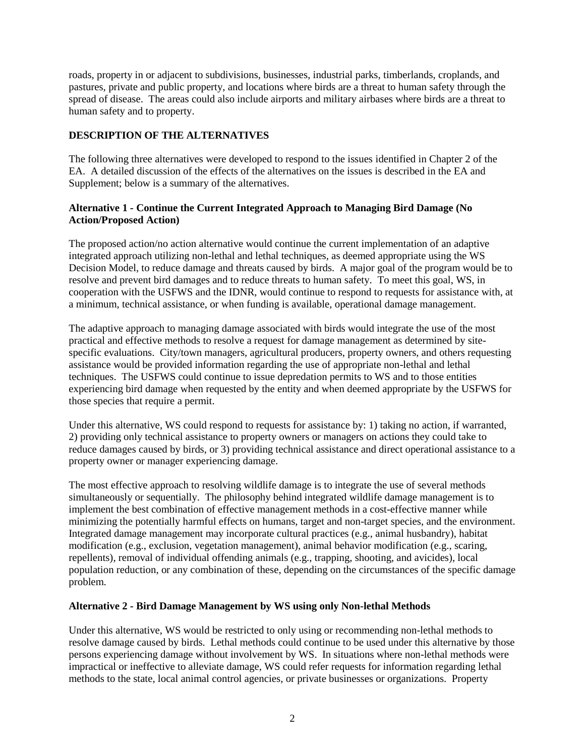roads, property in or adjacent to subdivisions, businesses, industrial parks, timberlands, croplands, and pastures, private and public property, and locations where birds are a threat to human safety through the spread of disease. The areas could also include airports and military airbases where birds are a threat to human safety and to property.

## DESCRIPTION OF THE ALTERNATIVES

The following three alternatives were developed to respond to the issues identified in Chapter 2 of the EA. A detailed discussion of the effects of the alternatives on the issues is described in the EA and Supplement; below is a summary of the alternatives.

### Alternative 1 - Continue the Current Integrated Approach to Managing Bird Damage (No Action/Proposed Action)

The proposed action/no action alternative would continue the current implementation of an adaptive integrated approach utilizing non-lethal and lethal techniques, as deemed appropriate using the WS Decision Model, to reduce damage and threats caused by birds. A major goal of the program would be to resolve and prevent bird damages and to reduce threats to human safety. To meet this goal, WS, in cooperation with the USFWS and the IDNR, would continue to respond to requests for assistance with, at a minimum, technical assistance, or when funding is available, operational damage management.

The adaptive approach to managing damage associated with birds would integrate the use of the most practical and effective methods to resolve a request for damage management as determined by site-specific evaluations. City/town managers, agricultural producers, property owners, and others requesting assistance would be provided information regarding the use of appropriate non-lethal and lethal techniques. The USFWS could continue to issue depredation permits to WS and to those entities experiencing bird damage when requested by the entity and when deemed appropriate by the USFWS for those species that require a permit.

Under this alternative, WS could respond to requests for assistance by: 1) taking no action, if warranted, 2) providing only technical assistance to property owners or managers on actions they could take to reduce damages caused by birds, or 3) providing technical assistance and direct operational assistance to a property owner or manager experiencing damage.

The most effective approach to resolving wildlife damage is to integrate the use of several methods simultaneously or sequentially. The philosophy behind integrated wildlife damage management is to implement the best combination of effective management methods in a cost-effective manner while minimizing the potentially harmful effects on humans, target and non-target species, and the environment. Integrated damage management may incorporate cultural practices (e.g., animal husbandry), habitat modification (e.g., exclusion, vegetation management), animal behavior modification (e.g., scaring, repellents), removal of individual offending animals (e.g., trapping, shooting, and avicides), local population reduction, or any combination of these, depending on the circumstances of the specific damage problem.

### Alternative 2 - Bird Damage Management by WS using only Non-lethal Methods

Under this alternative, WS would be restricted to only using or recommending non-lethal methods to resolve damage caused by birds. Lethal methods could continue to be used under this alternative by those persons experiencing damage without involvement by WS. In situations where non-lethal methods were impractical or ineffective to alleviate damage, WS could refer requests for information regarding lethal methods to the state, local animal control agencies, or private businesses or organizations. Property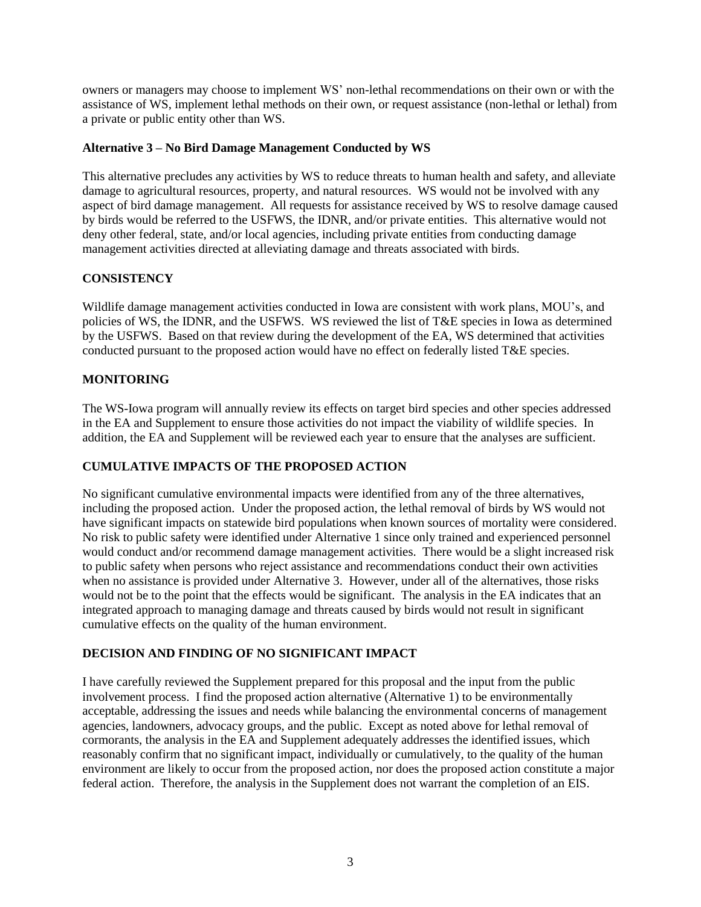owners or managers may choose to implement WS' non-lethal recommendations on their own or with the assistance of WS, implement lethal methods on their own, or request assistance (non-lethal or lethal) from a private or public entity other than WS.

**Alternative 3 – No Bird Damage Management Conducted by WS**

This alternative precludes any activities by WS to reduce threats to human health and safety, and alleviate damage to agricultural resources, property, and natural resources. WS would not be involved with any aspect of bird damage management. All requests for assistance received by WS to resolve damage caused by birds would be referred to the USFWS, the IDNR, and/or private entities. This alternative would not deny other federal, state, and/or local agencies, including private entities from conducting damage management activities directed at alleviating damage and threats associated with birds.

## CONSISTENCY

Wildlife damage management activities conducted in Iowa are consistent with work plans, MOU's, and policies of WS, the IDNR, and the USFWS. WS reviewed the list of T&E species in Iowa as determined by the USFWS. Based on that review during the development of the EA, WS determined that activities conducted pursuant to the proposed action would have no effect on federally listed T&E species.

## MONITORING

The WS-Iowa program will annually review its effects on target bird species and other species addressed in the EA and Supplement to ensure those activities do not impact the viability of wildlife species. In addition, the EA and Supplement will be reviewed each year to ensure that the analyses are sufficient.

## CUMULATIVE IMPACTS OF THE PROPOSED ACTION

No significant cumulative environmental impacts were identified from any of the three alternatives, including the proposed action. Under the proposed action, the lethal removal of birds by WS would not have significant impacts on statewide bird populations when known sources of mortality were considered. No risk to public safety were identified under Alternative 1 since only trained and experienced personnel would conduct and/or recommend damage management activities. There would be a slight increased risk to public safety when persons who reject assistance and recommendations conduct their own activities when no assistance is provided under Alternative 3. However, under all of the alternatives, those risks would not be to the point that the effects would be significant. The analysis in the EA indicates that an integrated approach to managing damage and threats caused by birds would not result in significant cumulative effects on the quality of the human environment.

## DECISION AND FINDING OF NO SIGNIFICANT IMPACT

I have carefully reviewed the Supplement prepared for this proposal and the input from the public involvement process. I find the proposed action alternative (Alternative 1) to be environmentally acceptable, addressing the issues and needs while balancing the environmental concerns of management agencies, landowners, advocacy groups, and the public. Except as noted above for lethal removal of cormorants, the analysis in the EA and Supplement adequately addresses the identified issues, which reasonably confirm that no significant impact, individually or cumulatively, to the quality of the human environment are likely to occur from the proposed action, nor does the proposed action constitute a major federal action. Therefore, the analysis in the Supplement does not warrant the completion of an EIS.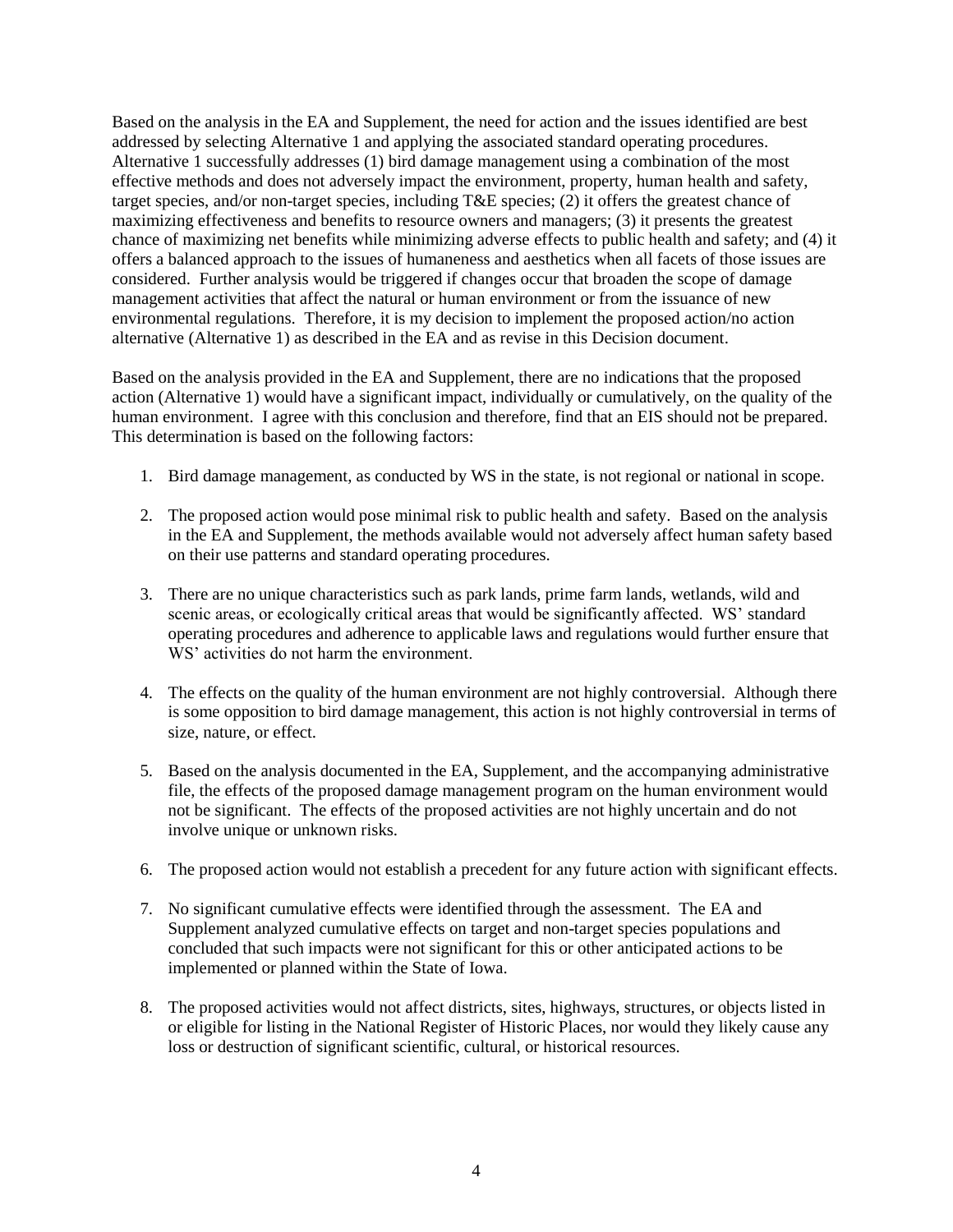Based on the analysis in the EA and Supplement, the need for action and the issues identified are best addressed by selecting Alternative 1 and applying the associated standard operating procedures. Alternative 1 successfully addresses (1) bird damage management using a combination of the most effective methods and does not adversely impact the environment, property, human health and safety, target species, and/or non-target species, including T&E species; (2) it offers the greatest chance of maximizing effectiveness and benefits to resource owners and managers; (3) it presents the greatest chance of maximizing net benefits while minimizing adverse effects to public health and safety; and (4) it offers a balanced approach to the issues of humaneness and aesthetics when all facets of those issues are considered. Further analysis would be triggered if changes occur that broaden the scope of damage management activities that affect the natural or human environment or from the issuance of new environmental regulations. Therefore, it is my decision to implement the proposed action/no action alternative (Alternative 1) as described in the EA and as revise in this Decision document.

Based on the analysis provided in the EA and Supplement, there are no indications that the proposed action (Alternative 1) would have a significant impact, individually or cumulatively, on the quality of the human environment. I agree with this conclusion and therefore, find that an EIS should not be prepared. This determination is based on the following factors:

1. Bird damage management, as conducted by WS in the state, is not regional or national in scope.

2. The proposed action would pose minimal risk to public health and safety. Based on the analysis in the EA and Supplement, the methods available would not adversely affect human safety based on their use patterns and standard operating procedures.

3. There are no unique characteristics such as park lands, prime farm lands, wetlands, wild and scenic areas, or ecologically critical areas that would be significantly affected. WS' standard operating procedures and adherence to applicable laws and regulations would further ensure that WS' activities do not harm the environment.

4. The effects on the quality of the human environment are not highly controversial. Although there is some opposition to bird damage management, this action is not highly controversial in terms of size, nature, or effect.

5. Based on the analysis documented in the EA, Supplement, and the accompanying administrative file, the effects of the proposed damage management program on the human environment would not be significant. The effects of the proposed activities are not highly uncertain and do not involve unique or unknown risks.

6. The proposed action would not establish a precedent for any future action with significant effects.

7. No significant cumulative effects were identified through the assessment. The EA and Supplement analyzed cumulative effects on target and non-target species populations and concluded that such impacts were not significant for this or other anticipated actions to be implemented or planned within the State of Iowa.

8. The proposed activities would not affect districts, sites, highways, structures, or objects listed in or eligible for listing in the National Register of Historic Places, nor would they likely cause any loss or destruction of significant scientific, cultural, or historical resources.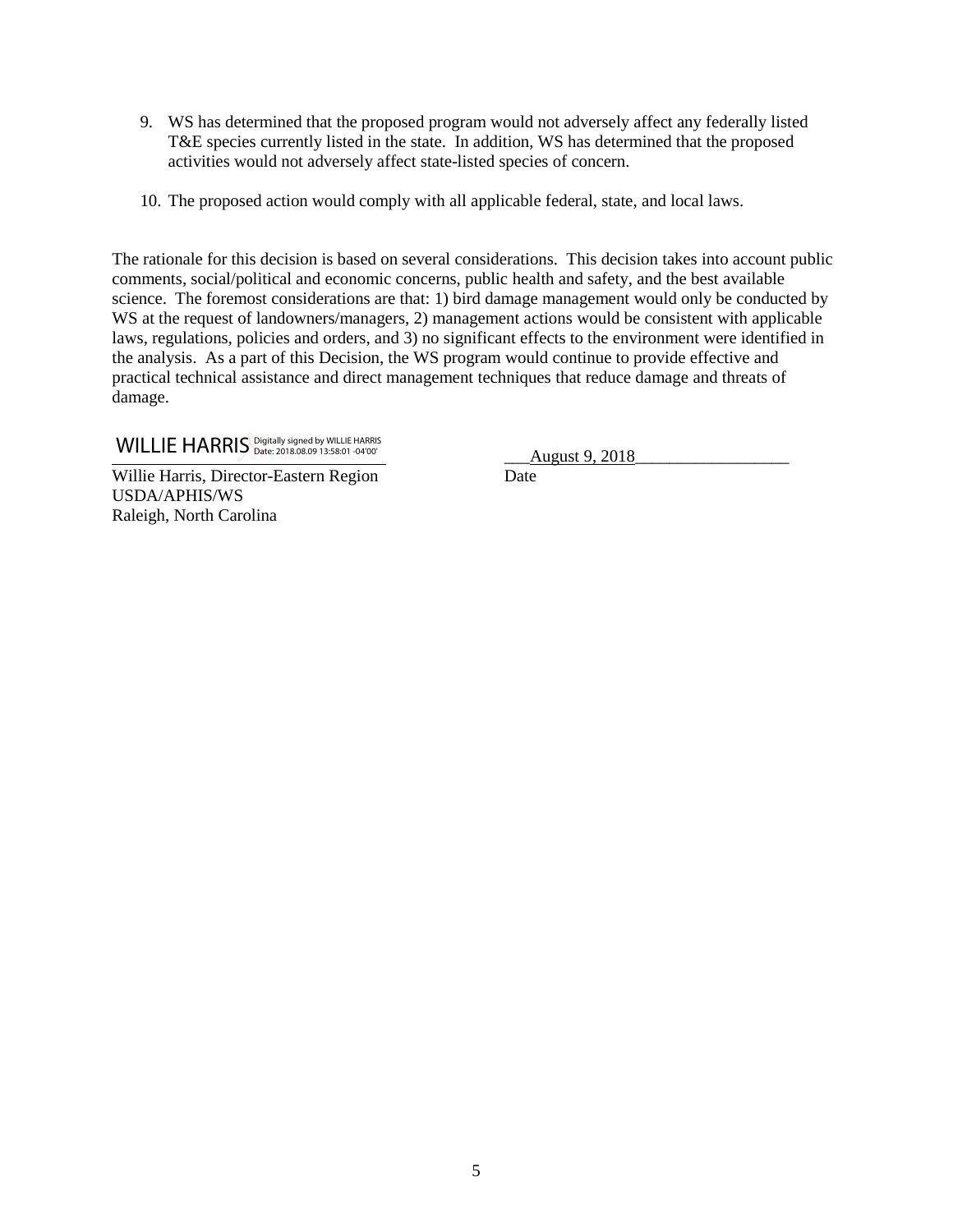9. WS has determined that the proposed program would not adversely affect any federally listed T&E species currently listed in the state. In addition, WS has determined that the proposed activities would not adversely affect state-listed species of concern.

10. The proposed action would comply with all applicable federal, state, and local laws.

The rationale for this decision is based on several considerations. This decision takes into account public comments, social/political and economic concerns, public health and safety, and the best available science. The foremost considerations are that: 1) bird damage management would only be conducted by WS at the request of landowners/managers, 2) management actions would be consistent with applicable laws, regulations, policies and orders, and 3) no significant effects to the environment were identified in the analysis. As a part of this Decision, the WS program would continue to provide effective and practical technical assistance and direct management techniques that reduce damage and threats of damage.

WILLIE HARRIS Digitally signed by WILLIE HARRIS Date: 2018.08.09 13:58:01 -04'00'

Willie Harris, Director-Eastern Region
USDA/APHIS/WS
Raleigh, North Carolina

August 9, 2018
Date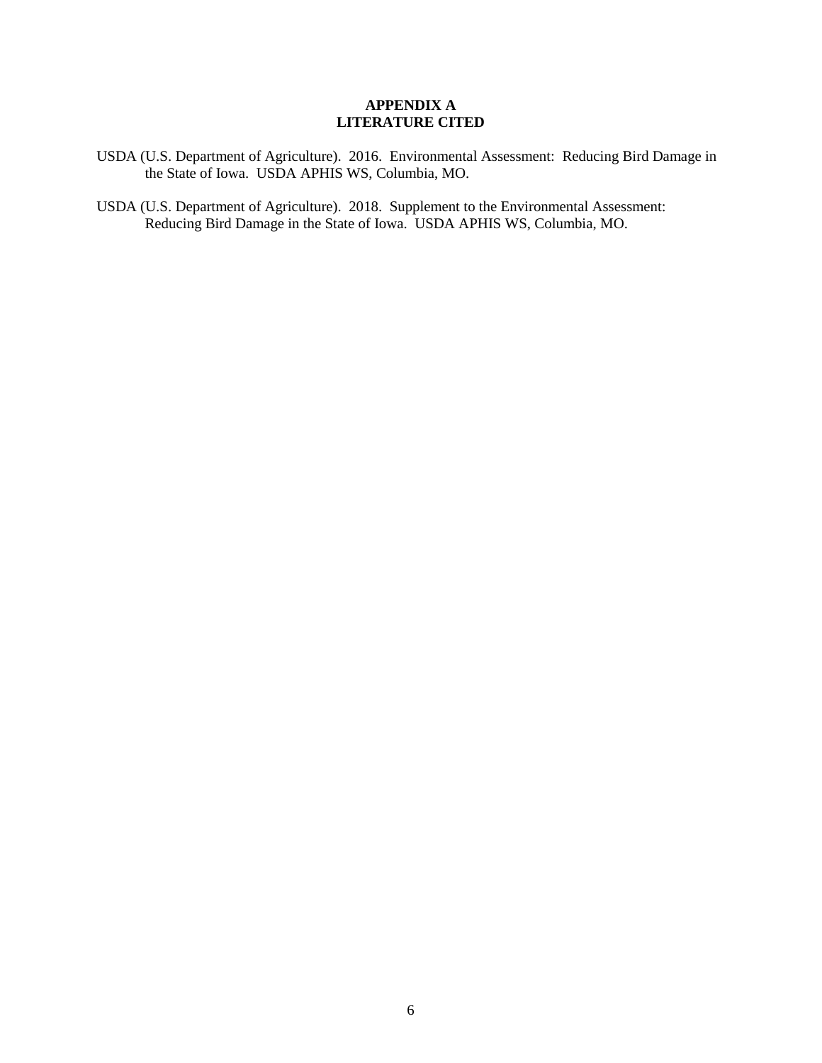# APPENDIX A
## LITERATURE CITED

USDA (U.S. Department of Agriculture). 2016. Environmental Assessment: Reducing Bird Damage in the State of Iowa. USDA APHIS WS, Columbia, MO.

USDA (U.S. Department of Agriculture). 2018. Supplement to the Environmental Assessment: Reducing Bird Damage in the State of Iowa. USDA APHIS WS, Columbia, MO.